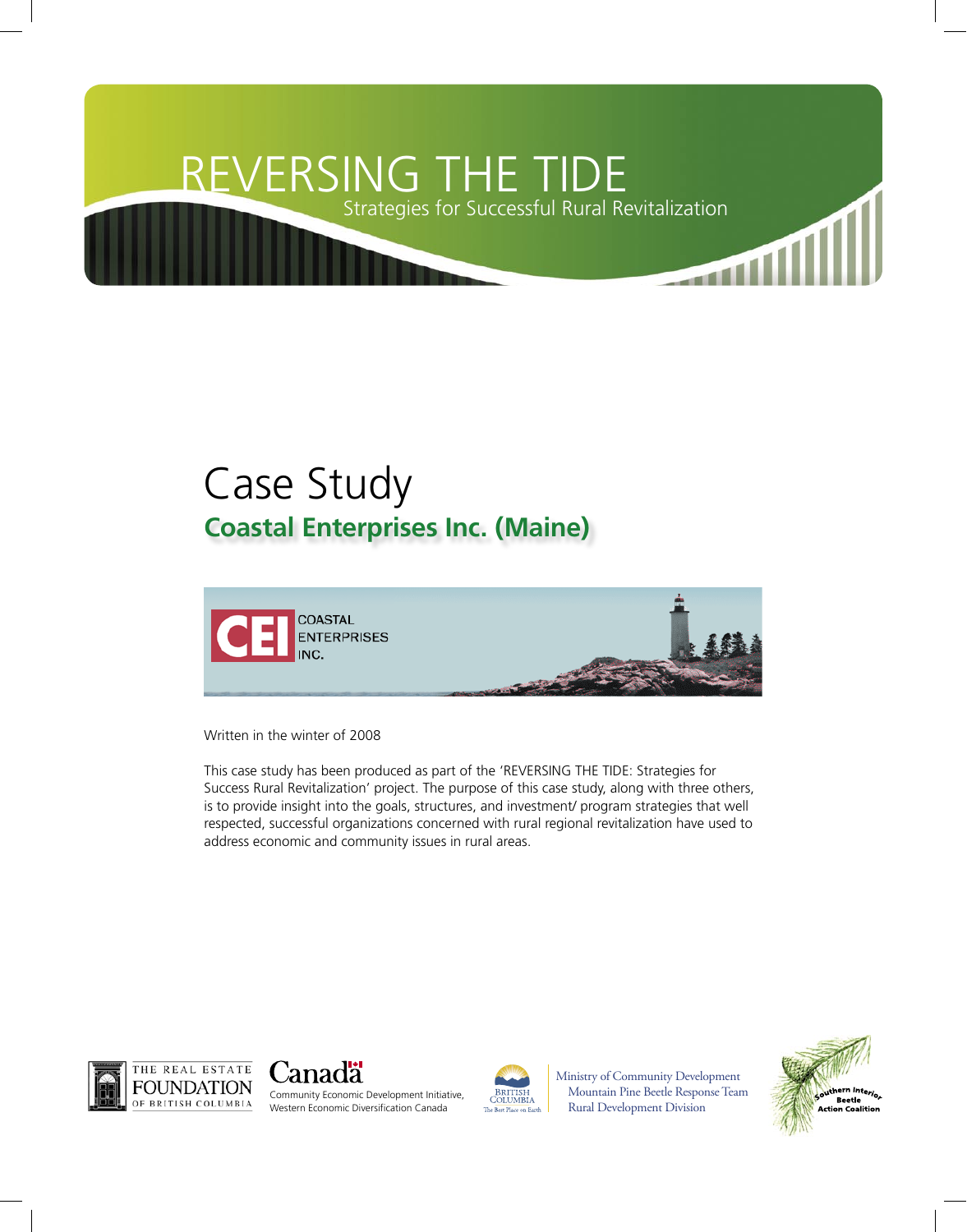# REVERSING THE TIDE

Strategies for Successful Rural Revitalization

# Case Study

## Coastal Enterprises Inc. (Maine)

CEI COASTAL ENTERPRISES INC.

Written in the winter of 2008

This case study has been produced as part of the 'REVERSING THE TIDE: Strategies for Success Rural Revitalization' project. The purpose of this case study, along with three others, is to provide insight into the goals, structures, and investment/ program strategies that well respected, successful organizations concerned with rural regional revitalization have used to address economic and community issues in rural areas.

THE REAL ESTATE FOUNDATION OF BRITISH COLUMBIA

Canada
Community Economic Development Initiative, Western Economic Diversification Canada

BRITISH COLUMBIA
The Best Place on Earth

Ministry of Community Development
Mountain Pine Beetle Response Team
Rural Development Division

Southern Interior Beetle Action Coalition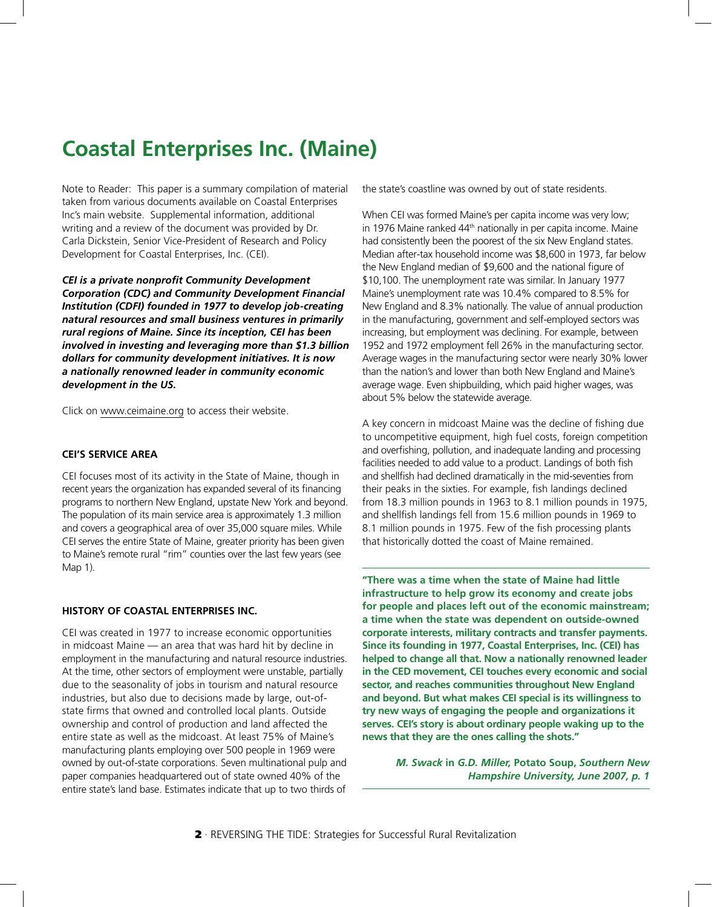# Coastal Enterprises Inc. (Maine)

Note to Reader: This paper is a summary compilation of material taken from various documents available on Coastal Enterprises Inc's main website. Supplemental information, additional writing and a review of the document was provided by Dr. Carla Dickstein, Senior Vice-President of Research and Policy Development for Coastal Enterprises, Inc. (CEI).

***CEI is a private nonprofit Community Development Corporation (CDC) and Community Development Financial Institution (CDFI) founded in 1977 to develop job-creating natural resources and small business ventures in primarily rural regions of Maine. Since its inception, CEI has been involved in investing and leveraging more than $1.3 billion dollars for community development initiatives. It is now a nationally renowned leader in community economic development in the US.***

Click on www.ceimaine.org to access their website.

### CEI'S SERVICE AREA

CEI focuses most of its activity in the State of Maine, though in recent years the organization has expanded several of its financing programs to northern New England, upstate New York and beyond. The population of its main service area is approximately 1.3 million and covers a geographical area of over 35,000 square miles. While CEI serves the entire State of Maine, greater priority has been given to Maine's remote rural "rim" counties over the last few years (see Map 1).

### HISTORY OF COASTAL ENTERPRISES INC.

CEI was created in 1977 to increase economic opportunities in midcoast Maine — an area that was hard hit by decline in employment in the manufacturing and natural resource industries. At the time, other sectors of employment were unstable, partially due to the seasonality of jobs in tourism and natural resource industries, but also due to decisions made by large, out-of-state firms that owned and controlled local plants. Outside ownership and control of production and land affected the entire state as well as the midcoast. At least 75% of Maine's manufacturing plants employing over 500 people in 1969 were owned by out-of-state corporations. Seven multinational pulp and paper companies headquartered out of state owned 40% of the entire state's land base. Estimates indicate that up to two thirds of the state's coastline was owned by out of state residents.

When CEI was formed Maine's per capita income was very low; in 1976 Maine ranked 44th nationally in per capita income. Maine had consistently been the poorest of the six New England states. Median after-tax household income was $8,600 in 1973, far below the New England median of $9,600 and the national figure of $10,100. The unemployment rate was similar. In January 1977 Maine's unemployment rate was 10.4% compared to 8.5% for New England and 8.3% nationally. The value of annual production in the manufacturing, government and self-employed sectors was increasing, but employment was declining. For example, between 1952 and 1972 employment fell 26% in the manufacturing sector. Average wages in the manufacturing sector were nearly 30% lower than the nation's and lower than both New England and Maine's average wage. Even shipbuilding, which paid higher wages, was about 5% below the statewide average.

A key concern in midcoast Maine was the decline of fishing due to uncompetitive equipment, high fuel costs, foreign competition and overfishing, pollution, and inadequate landing and processing facilities needed to add value to a product. Landings of both fish and shellfish had declined dramatically in the mid-seventies from their peaks in the sixties. For example, fish landings declined from 18.3 million pounds in 1963 to 8.1 million pounds in 1975, and shellfish landings fell from 15.6 million pounds in 1969 to 8.1 million pounds in 1975. Few of the fish processing plants that historically dotted the coast of Maine remained.

> **"There was a time when the state of Maine had little infrastructure to help grow its economy and create jobs for people and places left out of the economic mainstream; a time when the state was dependent on outside-owned corporate interests, military contracts and transfer payments. Since its founding in 1977, Coastal Enterprises, Inc. (CEI) has helped to change all that. Now a nationally renowned leader in the CED movement, CEI touches every economic and social sector, and reaches communities throughout New England and beyond. But what makes CEI special is its willingness to try new ways of engaging the people and organizations it serves. CEI's story is about ordinary people waking up to the news that they are the ones calling the shots."**
>
> ***M. Swack* in *G.D. Miller,* Potato Soup, *Southern New Hampshire University, June 2007, p. 1***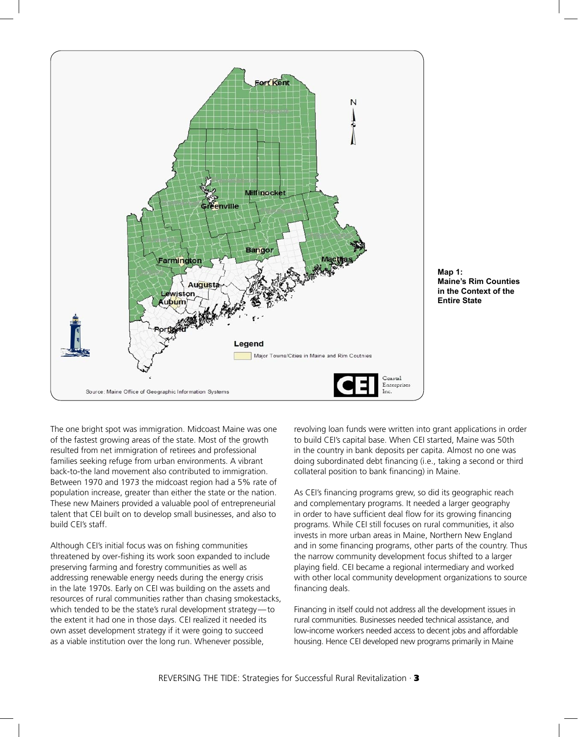**Map 1: Maine's Rim Counties in the Context of the Entire State**

The one bright spot was immigration. Midcoast Maine was one of the fastest growing areas of the state. Most of the growth resulted from net immigration of retirees and professional families seeking refuge from urban environments. A vibrant back-to-the land movement also contributed to immigration. Between 1970 and 1973 the midcoast region had a 5% rate of population increase, greater than either the state or the nation. These new Mainers provided a valuable pool of entrepreneurial talent that CEI built on to develop small businesses, and also to build CEI's staff.

Although CEI's initial focus was on fishing communities threatened by over-fishing its work soon expanded to include preserving farming and forestry communities as well as addressing renewable energy needs during the energy crisis in the late 1970s. Early on CEI was building on the assets and resources of rural communities rather than chasing smokestacks, which tended to be the state's rural development strategy—to the extent it had one in those days. CEI realized it needed its own asset development strategy if it were going to succeed as a viable institution over the long run. Whenever possible, revolving loan funds were written into grant applications in order to build CEI's capital base. When CEI started, Maine was 50th in the country in bank deposits per capita. Almost no one was doing subordinated debt financing (i.e., taking a second or third collateral position to bank financing) in Maine.

As CEI's financing programs grew, so did its geographic reach and complementary programs. It needed a larger geography in order to have sufficient deal flow for its growing financing programs. While CEI still focuses on rural communities, it also invests in more urban areas in Maine, Northern New England and in some financing programs, other parts of the country. Thus the narrow community development focus shifted to a larger playing field. CEI became a regional intermediary and worked with other local community development organizations to source financing deals.

Financing in itself could not address all the development issues in rural communities. Businesses needed technical assistance, and low-income workers needed access to decent jobs and affordable housing. Hence CEI developed new programs primarily in Maine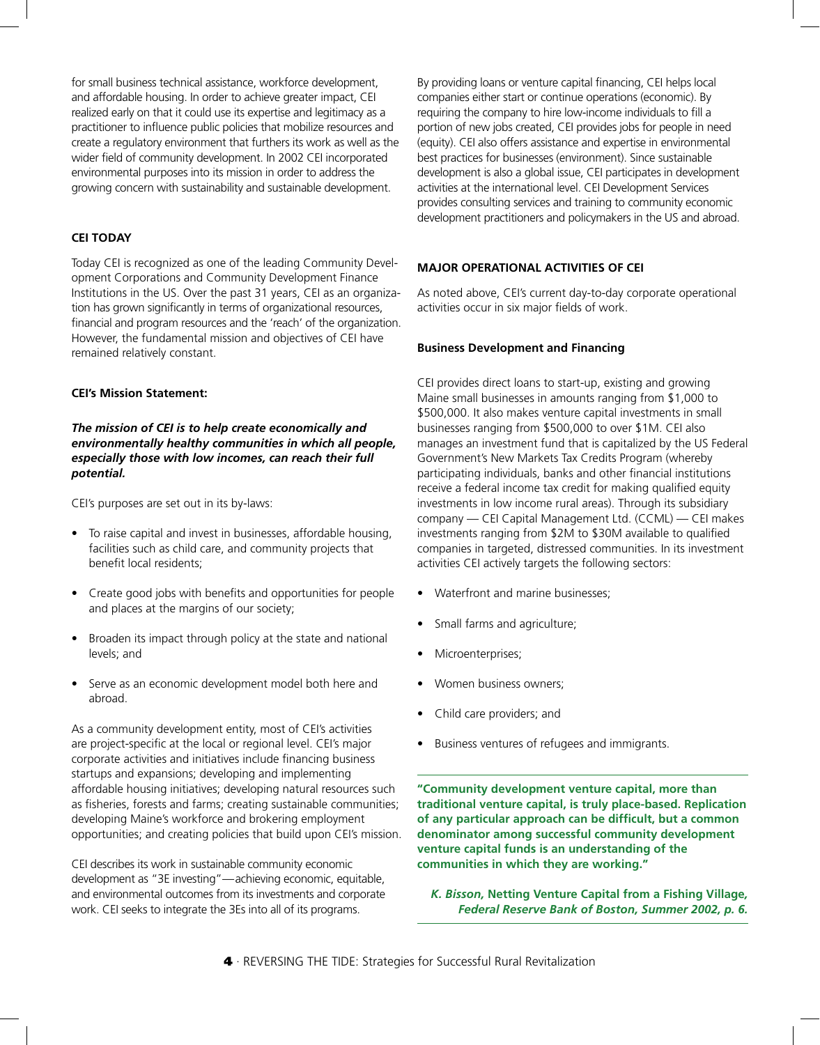for small business technical assistance, workforce development, and affordable housing. In order to achieve greater impact, CEI realized early on that it could use its expertise and legitimacy as a practitioner to influence public policies that mobilize resources and create a regulatory environment that furthers its work as well as the wider field of community development. In 2002 CEI incorporated environmental purposes into its mission in order to address the growing concern with sustainability and sustainable development.

## CEI TODAY

Today CEI is recognized as one of the leading Community Development Corporations and Community Development Finance Institutions in the US. Over the past 31 years, CEI as an organization has grown significantly in terms of organizational resources, financial and program resources and the 'reach' of the organization. However, the fundamental mission and objectives of CEI have remained relatively constant.

### CEI's Mission Statement:

***The mission of CEI is to help create economically and environmentally healthy communities in which all people, especially those with low incomes, can reach their full potential.***

CEI's purposes are set out in its by-laws:

- To raise capital and invest in businesses, affordable housing, facilities such as child care, and community projects that benefit local residents;
- Create good jobs with benefits and opportunities for people and places at the margins of our society;
- Broaden its impact through policy at the state and national levels; and
- Serve as an economic development model both here and abroad.

As a community development entity, most of CEI's activities are project-specific at the local or regional level. CEI's major corporate activities and initiatives include financing business startups and expansions; developing and implementing affordable housing initiatives; developing natural resources such as fisheries, forests and farms; creating sustainable communities; developing Maine's workforce and brokering employment opportunities; and creating policies that build upon CEI's mission.

CEI describes its work in sustainable community economic development as "3E investing"—achieving economic, equitable, and environmental outcomes from its investments and corporate work. CEI seeks to integrate the 3Es into all of its programs.

By providing loans or venture capital financing, CEI helps local companies either start or continue operations (economic). By requiring the company to hire low-income individuals to fill a portion of new jobs created, CEI provides jobs for people in need (equity). CEI also offers assistance and expertise in environmental best practices for businesses (environment). Since sustainable development is also a global issue, CEI participates in development activities at the international level. CEI Development Services provides consulting services and training to community economic development practitioners and policymakers in the US and abroad.

## MAJOR OPERATIONAL ACTIVITIES OF CEI

As noted above, CEI's current day-to-day corporate operational activities occur in six major fields of work.

### Business Development and Financing

CEI provides direct loans to start-up, existing and growing Maine small businesses in amounts ranging from $1,000 to $500,000. It also makes venture capital investments in small businesses ranging from $500,000 to over $1M. CEI also manages an investment fund that is capitalized by the US Federal Government's New Markets Tax Credits Program (whereby participating individuals, banks and other financial institutions receive a federal income tax credit for making qualified equity investments in low income rural areas). Through its subsidiary company — CEI Capital Management Ltd. (CCML) — CEI makes investments ranging from $2M to $30M available to qualified companies in targeted, distressed communities. In its investment activities CEI actively targets the following sectors:

- Waterfront and marine businesses;
- Small farms and agriculture;
- Microenterprises;
- Women business owners;
- Child care providers; and
- Business ventures of refugees and immigrants.

**"Community development venture capital, more than traditional venture capital, is truly place-based. Replication of any particular approach can be difficult, but a common denominator among successful community development venture capital funds is an understanding of the communities in which they are working."**

***K. Bisson,* Netting Venture Capital from a Fishing Village, *Federal Reserve Bank of Boston, Summer 2002, p. 6.***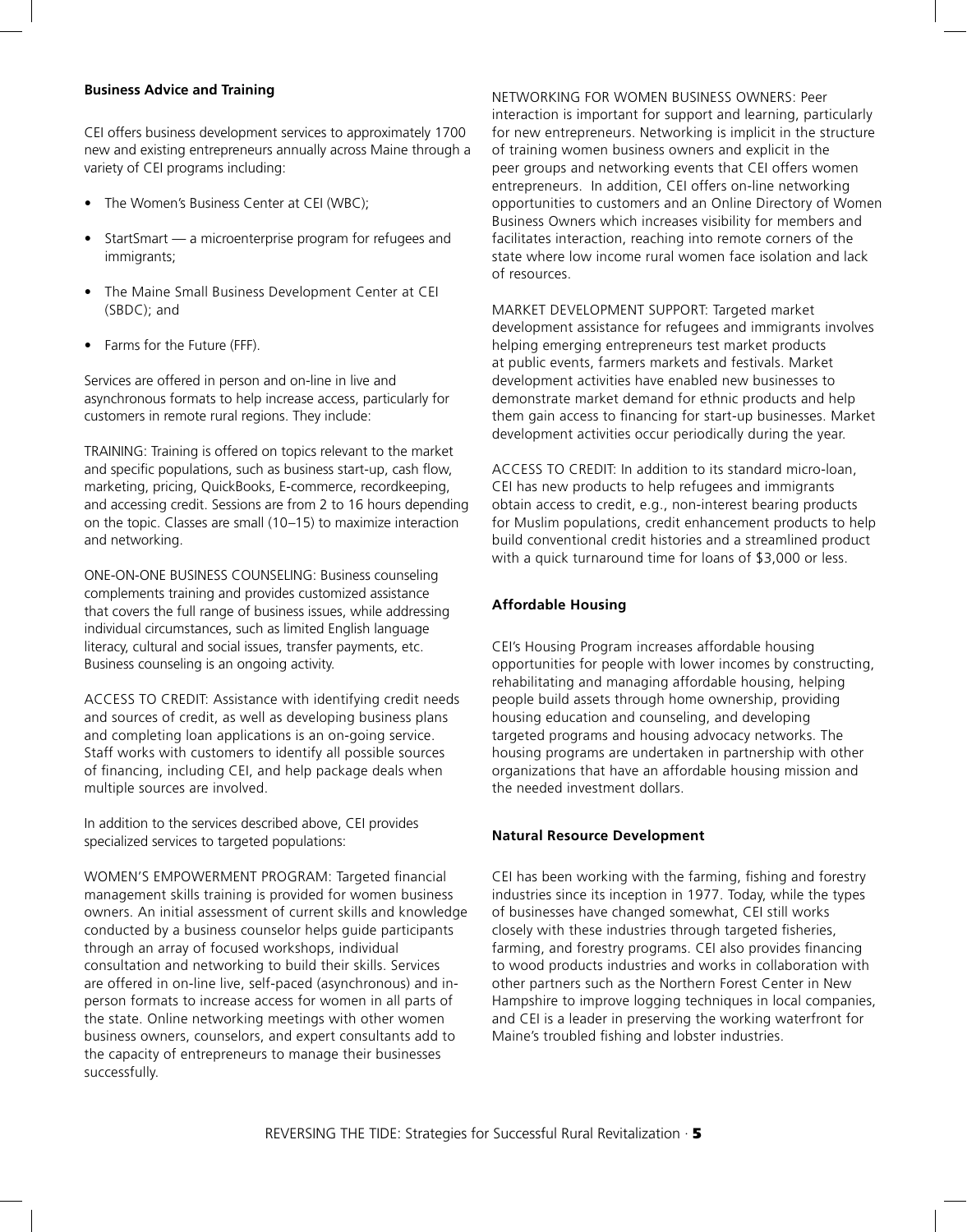### Business Advice and Training

CEI offers business development services to approximately 1700 new and existing entrepreneurs annually across Maine through a variety of CEI programs including:

- The Women's Business Center at CEI (WBC);
- StartSmart — a microenterprise program for refugees and immigrants;
- The Maine Small Business Development Center at CEI (SBDC); and
- Farms for the Future (FFF).

Services are offered in person and on-line in live and asynchronous formats to help increase access, particularly for customers in remote rural regions. They include:

TRAINING: Training is offered on topics relevant to the market and specific populations, such as business start-up, cash flow, marketing, pricing, QuickBooks, E-commerce, recordkeeping, and accessing credit. Sessions are from 2 to 16 hours depending on the topic. Classes are small (10–15) to maximize interaction and networking.

ONE-ON-ONE BUSINESS COUNSELING: Business counseling complements training and provides customized assistance that covers the full range of business issues, while addressing individual circumstances, such as limited English language literacy, cultural and social issues, transfer payments, etc. Business counseling is an ongoing activity.

ACCESS TO CREDIT: Assistance with identifying credit needs and sources of credit, as well as developing business plans and completing loan applications is an on-going service. Staff works with customers to identify all possible sources of financing, including CEI, and help package deals when multiple sources are involved.

In addition to the services described above, CEI provides specialized services to targeted populations:

WOMEN'S EMPOWERMENT PROGRAM: Targeted financial management skills training is provided for women business owners. An initial assessment of current skills and knowledge conducted by a business counselor helps guide participants through an array of focused workshops, individual consultation and networking to build their skills. Services are offered in on-line live, self-paced (asynchronous) and in-person formats to increase access for women in all parts of the state. Online networking meetings with other women business owners, counselors, and expert consultants add to the capacity of entrepreneurs to manage their businesses successfully.

NETWORKING FOR WOMEN BUSINESS OWNERS: Peer interaction is important for support and learning, particularly for new entrepreneurs. Networking is implicit in the structure of training women business owners and explicit in the peer groups and networking events that CEI offers women entrepreneurs. In addition, CEI offers on-line networking opportunities to customers and an Online Directory of Women Business Owners which increases visibility for members and facilitates interaction, reaching into remote corners of the state where low income rural women face isolation and lack of resources.

MARKET DEVELOPMENT SUPPORT: Targeted market development assistance for refugees and immigrants involves helping emerging entrepreneurs test market products at public events, farmers markets and festivals. Market development activities have enabled new businesses to demonstrate market demand for ethnic products and help them gain access to financing for start-up businesses. Market development activities occur periodically during the year.

ACCESS TO CREDIT: In addition to its standard micro-loan, CEI has new products to help refugees and immigrants obtain access to credit, e.g., non-interest bearing products for Muslim populations, credit enhancement products to help build conventional credit histories and a streamlined product with a quick turnaround time for loans of $3,000 or less.

### Affordable Housing

CEI's Housing Program increases affordable housing opportunities for people with lower incomes by constructing, rehabilitating and managing affordable housing, helping people build assets through home ownership, providing housing education and counseling, and developing targeted programs and housing advocacy networks. The housing programs are undertaken in partnership with other organizations that have an affordable housing mission and the needed investment dollars.

### Natural Resource Development

CEI has been working with the farming, fishing and forestry industries since its inception in 1977. Today, while the types of businesses have changed somewhat, CEI still works closely with these industries through targeted fisheries, farming, and forestry programs. CEI also provides financing to wood products industries and works in collaboration with other partners such as the Northern Forest Center in New Hampshire to improve logging techniques in local companies, and CEI is a leader in preserving the working waterfront for Maine's troubled fishing and lobster industries.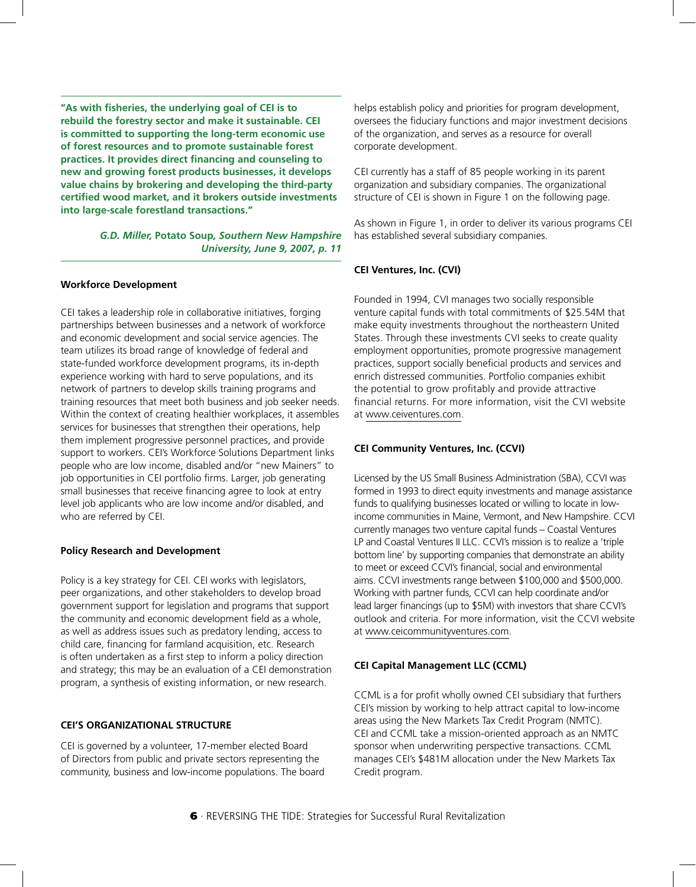**"As with fisheries, the underlying goal of CEI is to rebuild the forestry sector and make it sustainable. CEI is committed to supporting the long-term economic use of forest resources and to promote sustainable forest practices. It provides direct financing and counseling to new and growing forest products businesses, it develops value chains by brokering and developing the third-party certified wood market, and it brokers outside investments into large-scale forestland transactions."**

*G.D. Miller,* **Potato Soup,** *Southern New Hampshire University, June 9, 2007, p. 11*

### Workforce Development

CEI takes a leadership role in collaborative initiatives, forging partnerships between businesses and a network of workforce and economic development and social service agencies. The team utilizes its broad range of knowledge of federal and state-funded workforce development programs, its in-depth experience working with hard to serve populations, and its network of partners to develop skills training programs and training resources that meet both business and job seeker needs. Within the context of creating healthier workplaces, it assembles services for businesses that strengthen their operations, help them implement progressive personnel practices, and provide support to workers. CEI's Workforce Solutions Department links people who are low income, disabled and/or "new Mainers" to job opportunities in CEI portfolio firms. Larger, job generating small businesses that receive financing agree to look at entry level job applicants who are low income and/or disabled, and who are referred by CEI.

### Policy Research and Development

Policy is a key strategy for CEI. CEI works with legislators, peer organizations, and other stakeholders to develop broad government support for legislation and programs that support the community and economic development field as a whole, as well as address issues such as predatory lending, access to child care, financing for farmland acquisition, etc. Research is often undertaken as a first step to inform a policy direction and strategy; this may be an evaluation of a CEI demonstration program, a synthesis of existing information, or new research.

## CEI'S ORGANIZATIONAL STRUCTURE

CEI is governed by a volunteer, 17-member elected Board of Directors from public and private sectors representing the community, business and low-income populations. The board helps establish policy and priorities for program development, oversees the fiduciary functions and major investment decisions of the organization, and serves as a resource for overall corporate development.

CEI currently has a staff of 85 people working in its parent organization and subsidiary companies. The organizational structure of CEI is shown in Figure 1 on the following page.

As shown in Figure 1, in order to deliver its various programs CEI has established several subsidiary companies.

### CEI Ventures, Inc. (CVI)

Founded in 1994, CVI manages two socially responsible venture capital funds with total commitments of $25.54M that make equity investments throughout the northeastern United States. Through these investments CVI seeks to create quality employment opportunities, promote progressive management practices, support socially beneficial products and services and enrich distressed communities. Portfolio companies exhibit the potential to grow profitably and provide attractive financial returns. For more information, visit the CVI website at www.ceiventures.com.

### CEI Community Ventures, Inc. (CCVI)

Licensed by the US Small Business Administration (SBA), CCVI was formed in 1993 to direct equity investments and manage assistance funds to qualifying businesses located or willing to locate in low-income communities in Maine, Vermont, and New Hampshire. CCVI currently manages two venture capital funds – Coastal Ventures LP and Coastal Ventures II LLC. CCVI's mission is to realize a 'triple bottom line' by supporting companies that demonstrate an ability to meet or exceed CCVI's financial, social and environmental aims. CCVI investments range between $100,000 and $500,000. Working with partner funds, CCVI can help coordinate and/or lead larger financings (up to $5M) with investors that share CCVI's outlook and criteria. For more information, visit the CCVI website at www.ceicommunityventures.com.

### CEI Capital Management LLC (CCML)

CCML is a for profit wholly owned CEI subsidiary that furthers CEI's mission by working to help attract capital to low-income areas using the New Markets Tax Credit Program (NMTC). CEI and CCML take a mission-oriented approach as an NMTC sponsor when underwriting perspective transactions. CCML manages CEI's $481M allocation under the New Markets Tax Credit program.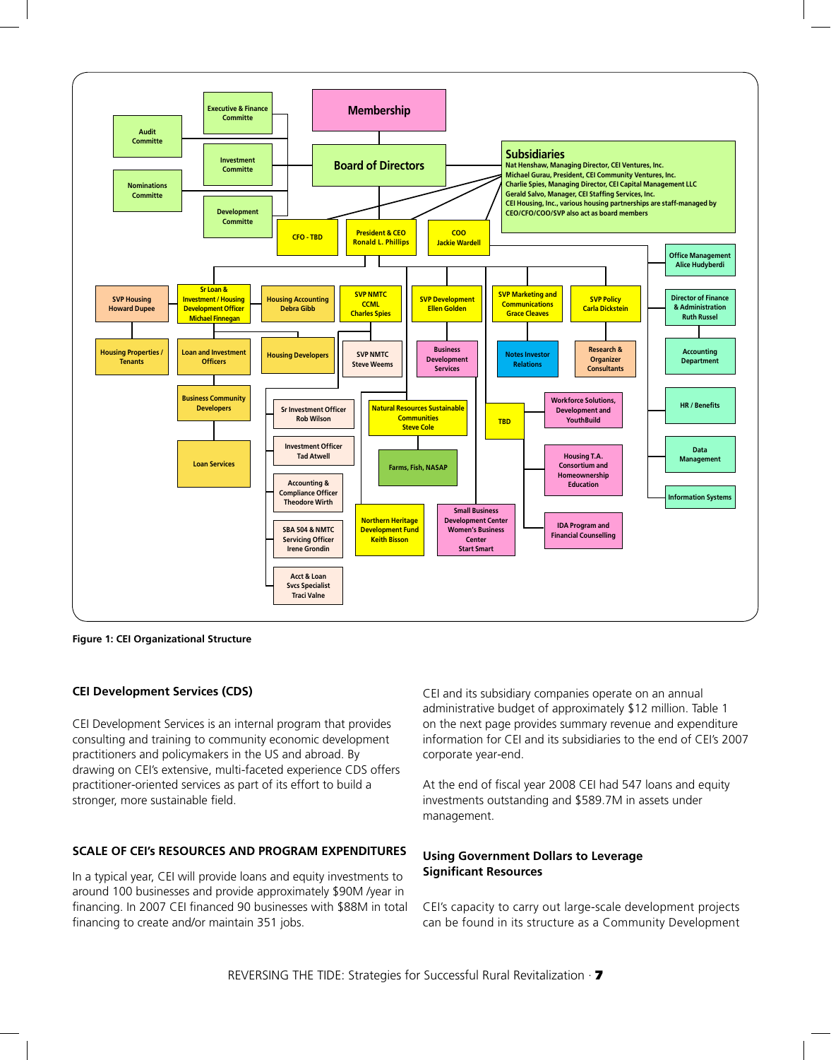- Membership
- Board of Directors
  - Audit Committe
  - Executive & Finance Committe
  - Investment Committe
  - Nominations Committe
  - Development Committe
- **Subsidiaries**
  - Nat Henshaw, Managing Director, CEI Ventures, Inc.
  - Michael Gurau, President, CEI Community Ventures, Inc.
  - Charlie Spies, Managing Director, CEI Capital Management LLC
  - Gerald Salvo, Manager, CEI Staffing Services, Inc.
  - CEI Housing, Inc., various housing partnerships are staff-managed by CEO/CFO/COO/SVP also act as board members
- CFO - TBD
- President & CEO Ronald L. Phillips
- COO Jackie Wardell
- SVP Housing Howard Dupee
  - Housing Properties / Tenants
- Sr Loan & Investment / Housing Development Officer Michael Finnegan
  - Loan and Investment Officers
  - Business Community Developers
  - Loan Services
- Housing Accounting Debra Gibb
  - Housing Developers
- SVP NMTC CCML Charles Spies
  - SVP NMTC Steve Weems
  - Sr Investment Officer Rob Wilson
  - Investment Officer Tad Atwell
  - Accounting & Compliance Officer Theodore Wirth
  - SBA 504 & NMTC Servicing Officer Irene Grondin
  - Acct & Loan Svcs Specialist Traci Valne
- SVP Development Ellen Golden
  - Business Development Services
  - Natural Resources Sustainable Communities Steve Cole
    - Farms, Fish, NASAP
  - Northern Heritage Development Fund Keith Bisson
  - Small Business Development Center Women's Business Center Start Smart
- TBD
  - Workforce Solutions, Development and YouthBuild
  - Housing T.A. Consortium and Homeownership Education
  - IDA Program and Financial Counselling
- SVP Marketing and Communications Grace Cleaves
  - Notes Investor Relations
- SVP Policy Carla Dickstein
  - Research & Organizer Consultants
- Office Management Alice Hudyberdi
- Director of Finance & Administration Ruth Russel
  - Accounting Department
  - HR / Benefits
  - Data Management
  - Information Systems

**Figure 1: CEI Organizational Structure**

### CEI Development Services (CDS)

CEI Development Services is an internal program that provides consulting and training to community economic development practitioners and policymakers in the US and abroad. By drawing on CEI's extensive, multi-faceted experience CDS offers practitioner-oriented services as part of its effort to build a stronger, more sustainable field.

## SCALE OF CEI's RESOURCES AND PROGRAM EXPENDITURES

In a typical year, CEI will provide loans and equity investments to around 100 businesses and provide approximately $90M /year in financing. In 2007 CEI financed 90 businesses with $88M in total financing to create and/or maintain 351 jobs.

CEI and its subsidiary companies operate on an annual administrative budget of approximately $12 million. Table 1 on the next page provides summary revenue and expenditure information for CEI and its subsidiaries to the end of CEI's 2007 corporate year-end.

At the end of fiscal year 2008 CEI had 547 loans and equity investments outstanding and $589.7M in assets under management.

### Using Government Dollars to Leverage Significant Resources

CEI's capacity to carry out large-scale development projects can be found in its structure as a Community Development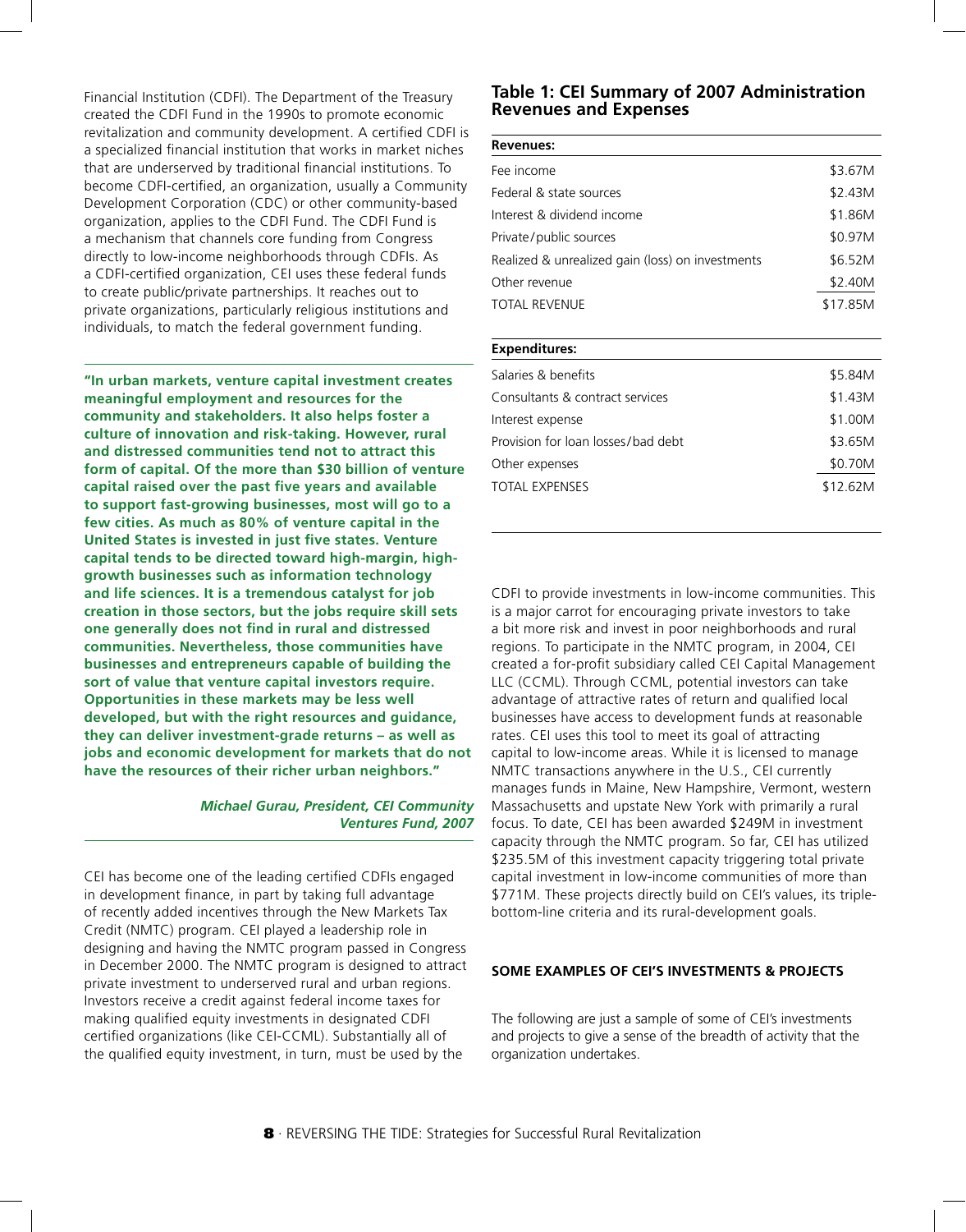Financial Institution (CDFI). The Department of the Treasury created the CDFI Fund in the 1990s to promote economic revitalization and community development. A certified CDFI is a specialized financial institution that works in market niches that are underserved by traditional financial institutions. To become CDFI-certified, an organization, usually a Community Development Corporation (CDC) or other community-based organization, applies to the CDFI Fund. The CDFI Fund is a mechanism that channels core funding from Congress directly to low-income neighborhoods through CDFIs. As a CDFI-certified organization, CEI uses these federal funds to create public/private partnerships. It reaches out to private organizations, particularly religious institutions and individuals, to match the federal government funding.

**"In urban markets, venture capital investment creates meaningful employment and resources for the community and stakeholders. It also helps foster a culture of innovation and risk-taking. However, rural and distressed communities tend not to attract this form of capital. Of the more than $30 billion of venture capital raised over the past five years and available to support fast-growing businesses, most will go to a few cities. As much as 80% of venture capital in the United States is invested in just five states. Venture capital tends to be directed toward high-margin, high-growth businesses such as information technology and life sciences. It is a tremendous catalyst for job creation in those sectors, but the jobs require skill sets one generally does not find in rural and distressed communities. Nevertheless, those communities have businesses and entrepreneurs capable of building the sort of value that venture capital investors require. Opportunities in these markets may be less well developed, but with the right resources and guidance, they can deliver investment-grade returns – as well as jobs and economic development for markets that do not have the resources of their richer urban neighbors."**

***Michael Gurau, President, CEI Community Ventures Fund, 2007***

CEI has become one of the leading certified CDFIs engaged in development finance, in part by taking full advantage of recently added incentives through the New Markets Tax Credit (NMTC) program. CEI played a leadership role in designing and having the NMTC program passed in Congress in December 2000. The NMTC program is designed to attract private investment to underserved rural and urban regions. Investors receive a credit against federal income taxes for making qualified equity investments in designated CDFI certified organizations (like CEI-CCML). Substantially all of the qualified equity investment, in turn, must be used by the CDFI to provide investments in low-income communities. This is a major carrot for encouraging private investors to take a bit more risk and invest in poor neighborhoods and rural regions. To participate in the NMTC program, in 2004, CEI created a for-profit subsidiary called CEI Capital Management LLC (CCML). Through CCML, potential investors can take advantage of attractive rates of return and qualified local businesses have access to development funds at reasonable rates. CEI uses this tool to meet its goal of attracting capital to low-income areas. While it is licensed to manage NMTC transactions anywhere in the U.S., CEI currently manages funds in Maine, New Hampshire, Vermont, western Massachusetts and upstate New York with primarily a rural focus. To date, CEI has been awarded $249M in investment capacity through the NMTC program. So far, CEI has utilized $235.5M of this investment capacity triggering total private capital investment in low-income communities of more than $771M. These projects directly build on CEI's values, its triple-bottom-line criteria and its rural-development goals.

## Table 1: CEI Summary of 2007 Administration Revenues and Expenses

| **Revenues:** | |
|---|---|
| Fee income | $3.67M |
| Federal & state sources | $2.43M |
| Interest & dividend income | $1.86M |
| Private/public sources | $0.97M |
| Realized & unrealized gain (loss) on investments | $6.52M |
| Other revenue | $2.40M |
| TOTAL REVENUE | $17.85M |

| **Expenditures:** | |
|---|---|
| Salaries & benefits | $5.84M |
| Consultants & contract services | $1.43M |
| Interest expense | $1.00M |
| Provision for loan losses/bad debt | $3.65M |
| Other expenses | $0.70M |
| TOTAL EXPENSES | $12.62M |

### SOME EXAMPLES OF CEI'S INVESTMENTS & PROJECTS

The following are just a sample of some of CEI's investments and projects to give a sense of the breadth of activity that the organization undertakes.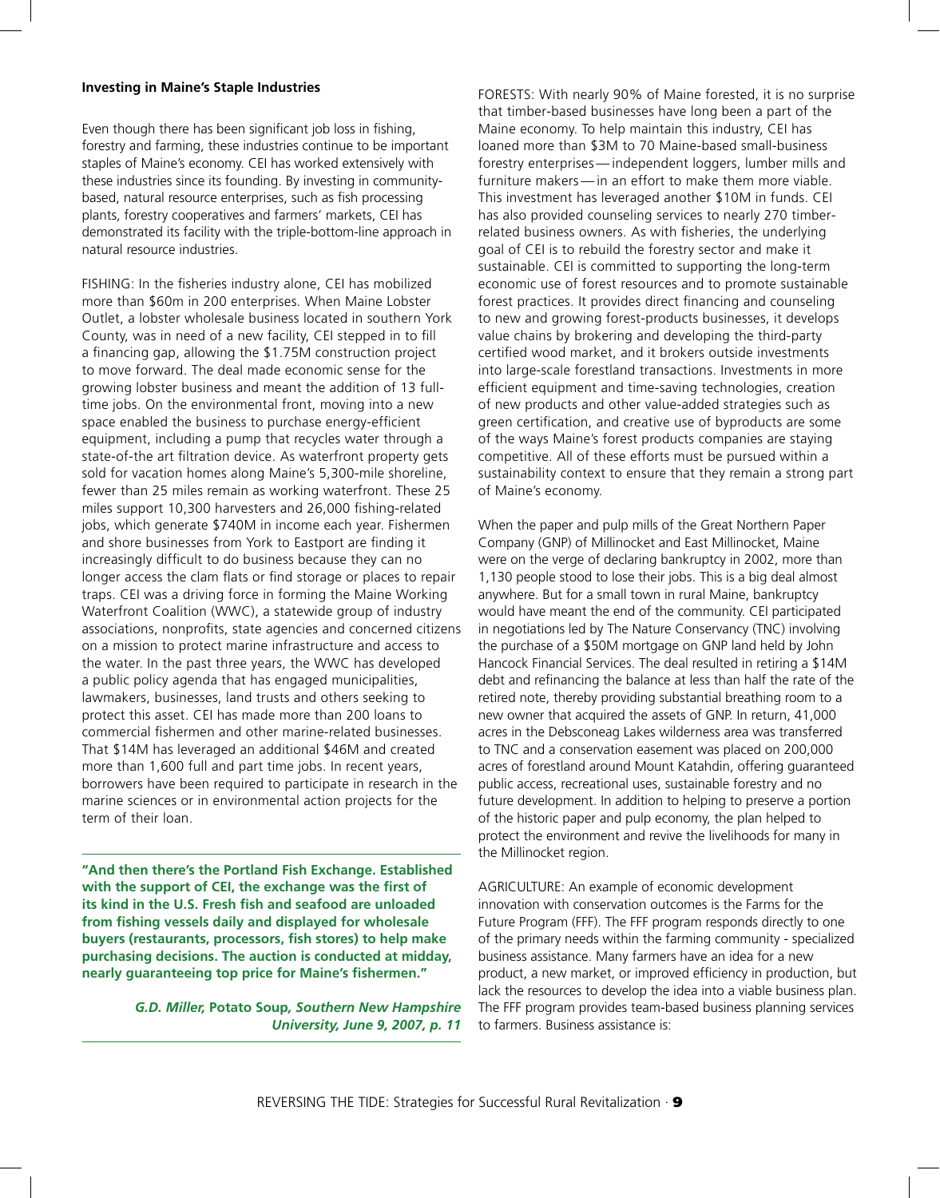**Investing in Maine's Staple Industries**

Even though there has been significant job loss in fishing, forestry and farming, these industries continue to be important staples of Maine's economy. CEI has worked extensively with these industries since its founding. By investing in community-based, natural resource enterprises, such as fish processing plants, forestry cooperatives and farmers' markets, CEI has demonstrated its facility with the triple-bottom-line approach in natural resource industries.

FISHING: In the fisheries industry alone, CEI has mobilized more than $60m in 200 enterprises. When Maine Lobster Outlet, a lobster wholesale business located in southern York County, was in need of a new facility, CEI stepped in to fill a financing gap, allowing the $1.75M construction project to move forward. The deal made economic sense for the growing lobster business and meant the addition of 13 full-time jobs. On the environmental front, moving into a new space enabled the business to purchase energy-efficient equipment, including a pump that recycles water through a state-of-the art filtration device. As waterfront property gets sold for vacation homes along Maine's 5,300-mile shoreline, fewer than 25 miles remain as working waterfront. These 25 miles support 10,300 harvesters and 26,000 fishing-related jobs, which generate $740M in income each year. Fishermen and shore businesses from York to Eastport are finding it increasingly difficult to do business because they can no longer access the clam flats or find storage or places to repair traps. CEI was a driving force in forming the Maine Working Waterfront Coalition (WWC), a statewide group of industry associations, nonprofits, state agencies and concerned citizens on a mission to protect marine infrastructure and access to the water. In the past three years, the WWC has developed a public policy agenda that has engaged municipalities, lawmakers, businesses, land trusts and others seeking to protect this asset. CEI has made more than 200 loans to commercial fishermen and other marine-related businesses. That $14M has leveraged an additional $46M and created more than 1,600 full and part time jobs. In recent years, borrowers have been required to participate in research in the marine sciences or in environmental action projects for the term of their loan.

> **"And then there's the Portland Fish Exchange. Established with the support of CEI, the exchange was the first of its kind in the U.S. Fresh fish and seafood are unloaded from fishing vessels daily and displayed for wholesale buyers (restaurants, processors, fish stores) to help make purchasing decisions. The auction is conducted at midday, nearly guaranteeing top price for Maine's fishermen."**
>
> ***G.D. Miller,* Potato Soup, *Southern New Hampshire University, June 9, 2007, p. 11***

FORESTS: With nearly 90% of Maine forested, it is no surprise that timber-based businesses have long been a part of the Maine economy. To help maintain this industry, CEI has loaned more than $3M to 70 Maine-based small-business forestry enterprises — independent loggers, lumber mills and furniture makers — in an effort to make them more viable. This investment has leveraged another $10M in funds. CEI has also provided counseling services to nearly 270 timber-related business owners. As with fisheries, the underlying goal of CEI is to rebuild the forestry sector and make it sustainable. CEI is committed to supporting the long-term economic use of forest resources and to promote sustainable forest practices. It provides direct financing and counseling to new and growing forest-products businesses, it develops value chains by brokering and developing the third-party certified wood market, and it brokers outside investments into large-scale forestland transactions. Investments in more efficient equipment and time-saving technologies, creation of new products and other value-added strategies such as green certification, and creative use of byproducts are some of the ways Maine's forest products companies are staying competitive. All of these efforts must be pursued within a sustainability context to ensure that they remain a strong part of Maine's economy.

When the paper and pulp mills of the Great Northern Paper Company (GNP) of Millinocket and East Millinocket, Maine were on the verge of declaring bankruptcy in 2002, more than 1,130 people stood to lose their jobs. This is a big deal almost anywhere. But for a small town in rural Maine, bankruptcy would have meant the end of the community. CEI participated in negotiations led by The Nature Conservancy (TNC) involving the purchase of a $50M mortgage on GNP land held by John Hancock Financial Services. The deal resulted in retiring a $14M debt and refinancing the balance at less than half the rate of the retired note, thereby providing substantial breathing room to a new owner that acquired the assets of GNP. In return, 41,000 acres in the Debsconeag Lakes wilderness area was transferred to TNC and a conservation easement was placed on 200,000 acres of forestland around Mount Katahdin, offering guaranteed public access, recreational uses, sustainable forestry and no future development. In addition to helping to preserve a portion of the historic paper and pulp economy, the plan helped to protect the environment and revive the livelihoods for many in the Millinocket region.

AGRICULTURE: An example of economic development innovation with conservation outcomes is the Farms for the Future Program (FFF). The FFF program responds directly to one of the primary needs within the farming community - specialized business assistance. Many farmers have an idea for a new product, a new market, or improved efficiency in production, but lack the resources to develop the idea into a viable business plan. The FFF program provides team-based business planning services to farmers. Business assistance is: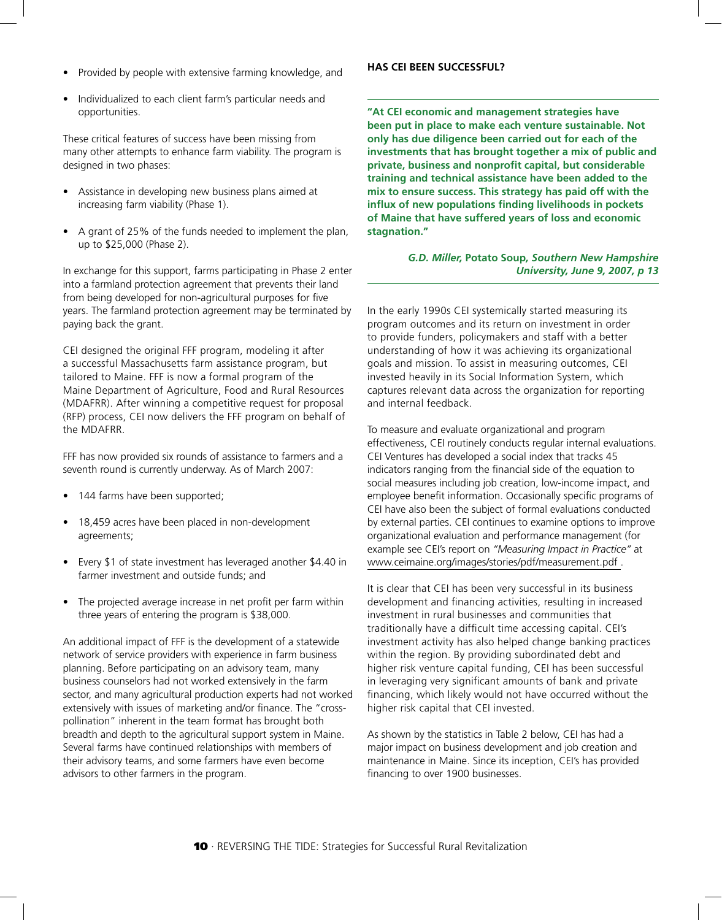- Provided by people with extensive farming knowledge, and
- Individualized to each client farm's particular needs and opportunities.

These critical features of success have been missing from many other attempts to enhance farm viability. The program is designed in two phases:

- Assistance in developing new business plans aimed at increasing farm viability (Phase 1).
- A grant of 25% of the funds needed to implement the plan, up to $25,000 (Phase 2).

In exchange for this support, farms participating in Phase 2 enter into a farmland protection agreement that prevents their land from being developed for non-agricultural purposes for five years. The farmland protection agreement may be terminated by paying back the grant.

CEI designed the original FFF program, modeling it after a successful Massachusetts farm assistance program, but tailored to Maine. FFF is now a formal program of the Maine Department of Agriculture, Food and Rural Resources (MDAFRR). After winning a competitive request for proposal (RFP) process, CEI now delivers the FFF program on behalf of the MDAFRR.

FFF has now provided six rounds of assistance to farmers and a seventh round is currently underway. As of March 2007:

- 144 farms have been supported;
- 18,459 acres have been placed in non-development agreements;
- Every $1 of state investment has leveraged another $4.40 in farmer investment and outside funds; and
- The projected average increase in net profit per farm within three years of entering the program is $38,000.

An additional impact of FFF is the development of a statewide network of service providers with experience in farm business planning. Before participating on an advisory team, many business counselors had not worked extensively in the farm sector, and many agricultural production experts had not worked extensively with issues of marketing and/or finance. The "cross-pollination" inherent in the team format has brought both breadth and depth to the agricultural support system in Maine. Several farms have continued relationships with members of their advisory teams, and some farmers have even become advisors to other farmers in the program.

### HAS CEI BEEN SUCCESSFUL?

> **"At CEI economic and management strategies have been put in place to make each venture sustainable. Not only has due diligence been carried out for each of the investments that has brought together a mix of public and private, business and nonprofit capital, but considerable training and technical assistance have been added to the mix to ensure success. This strategy has paid off with the influx of new populations finding livelihoods in pockets of Maine that have suffered years of loss and economic stagnation."**
>
> ***G.D. Miller,* Potato Soup*, Southern New Hampshire University, June 9, 2007, p 13***

In the early 1990s CEI systemically started measuring its program outcomes and its return on investment in order to provide funders, policymakers and staff with a better understanding of how it was achieving its organizational goals and mission. To assist in measuring outcomes, CEI invested heavily in its Social Information System, which captures relevant data across the organization for reporting and internal feedback.

To measure and evaluate organizational and program effectiveness, CEI routinely conducts regular internal evaluations. CEI Ventures has developed a social index that tracks 45 indicators ranging from the financial side of the equation to social measures including job creation, low-income impact, and employee benefit information. Occasionally specific programs of CEI have also been the subject of formal evaluations conducted by external parties. CEI continues to examine options to improve organizational evaluation and performance management (for example see CEI's report on *"Measuring Impact in Practice"* at www.ceimaine.org/images/stories/pdf/measurement.pdf .

It is clear that CEI has been very successful in its business development and financing activities, resulting in increased investment in rural businesses and communities that traditionally have a difficult time accessing capital. CEI's investment activity has also helped change banking practices within the region. By providing subordinated debt and higher risk venture capital funding, CEI has been successful in leveraging very significant amounts of bank and private financing, which likely would not have occurred without the higher risk capital that CEI invested.

As shown by the statistics in Table 2 below, CEI has had a major impact on business development and job creation and maintenance in Maine. Since its inception, CEI's has provided financing to over 1900 businesses.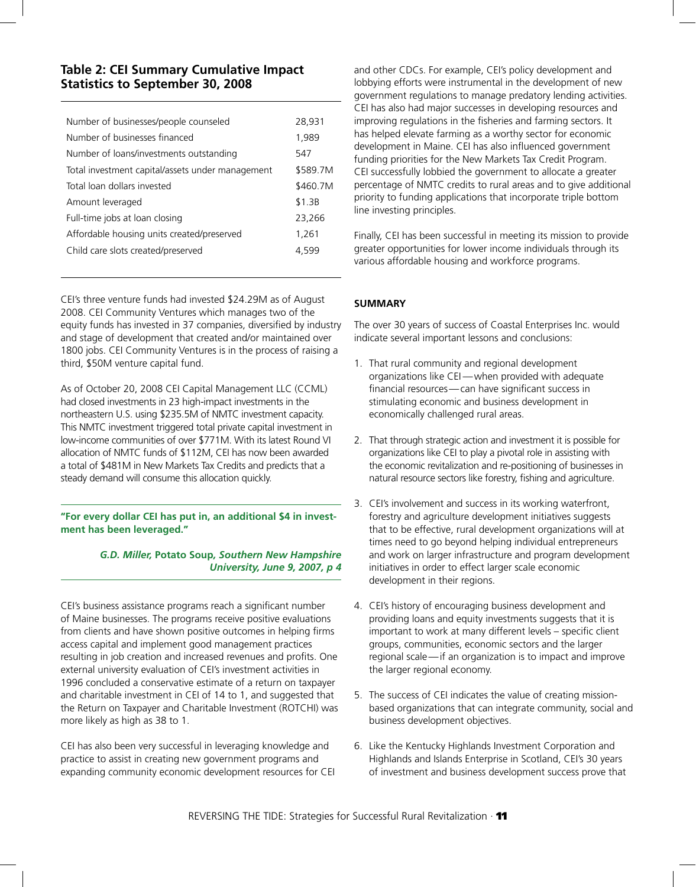### Table 2: CEI Summary Cumulative Impact Statistics to September 30, 2008

| | |
|---|---|
| Number of businesses/people counseled | 28,931 |
| Number of businesses financed | 1,989 |
| Number of loans/investments outstanding | 547 |
| Total investment capital/assets under management | $589.7M |
| Total loan dollars invested | $460.7M |
| Amount leveraged | $1.3B |
| Full-time jobs at loan closing | 23,266 |
| Affordable housing units created/preserved | 1,261 |
| Child care slots created/preserved | 4,599 |

CEI's three venture funds had invested $24.29M as of August 2008. CEI Community Ventures which manages two of the equity funds has invested in 37 companies, diversified by industry and stage of development that created and/or maintained over 1800 jobs. CEI Community Ventures is in the process of raising a third, $50M venture capital fund.

As of October 20, 2008 CEI Capital Management LLC (CCML) had closed investments in 23 high-impact investments in the northeastern U.S. using $235.5M of NMTC investment capacity. This NMTC investment triggered total private capital investment in low-income communities of over $771M. With its latest Round VI allocation of NMTC funds of $112M, CEI has now been awarded a total of $481M in New Markets Tax Credits and predicts that a steady demand will consume this allocation quickly.

**"For every dollar CEI has put in, an additional $4 in investment has been leveraged."**

***G.D. Miller,* Potato Soup, *Southern New Hampshire University, June 9, 2007, p 4***

CEI's business assistance programs reach a significant number of Maine businesses. The programs receive positive evaluations from clients and have shown positive outcomes in helping firms access capital and implement good management practices resulting in job creation and increased revenues and profits. One external university evaluation of CEI's investment activities in 1996 concluded a conservative estimate of a return on taxpayer and charitable investment in CEI of 14 to 1, and suggested that the Return on Taxpayer and Charitable Investment (ROTCHI) was more likely as high as 38 to 1.

CEI has also been very successful in leveraging knowledge and practice to assist in creating new government programs and expanding community economic development resources for CEI and other CDCs. For example, CEI's policy development and lobbying efforts were instrumental in the development of new government regulations to manage predatory lending activities. CEI has also had major successes in developing resources and improving regulations in the fisheries and farming sectors. It has helped elevate farming as a worthy sector for economic development in Maine. CEI has also influenced government funding priorities for the New Markets Tax Credit Program. CEI successfully lobbied the government to allocate a greater percentage of NMTC credits to rural areas and to give additional priority to funding applications that incorporate triple bottom line investing principles.

Finally, CEI has been successful in meeting its mission to provide greater opportunities for lower income individuals through its various affordable housing and workforce programs.

#### SUMMARY

The over 30 years of success of Coastal Enterprises Inc. would indicate several important lessons and conclusions:

1. That rural community and regional development organizations like CEI — when provided with adequate financial resources — can have significant success in stimulating economic and business development in economically challenged rural areas.
2. That through strategic action and investment it is possible for organizations like CEI to play a pivotal role in assisting with the economic revitalization and re-positioning of businesses in natural resource sectors like forestry, fishing and agriculture.
3. CEI's involvement and success in its working waterfront, forestry and agriculture development initiatives suggests that to be effective, rural development organizations will at times need to go beyond helping individual entrepreneurs and work on larger infrastructure and program development initiatives in order to effect larger scale economic development in their regions.
4. CEI's history of encouraging business development and providing loans and equity investments suggests that it is important to work at many different levels – specific client groups, communities, economic sectors and the larger regional scale — if an organization is to impact and improve the larger regional economy.
5. The success of CEI indicates the value of creating mission-based organizations that can integrate community, social and business development objectives.
6. Like the Kentucky Highlands Investment Corporation and Highlands and Islands Enterprise in Scotland, CEI's 30 years of investment and business development success prove that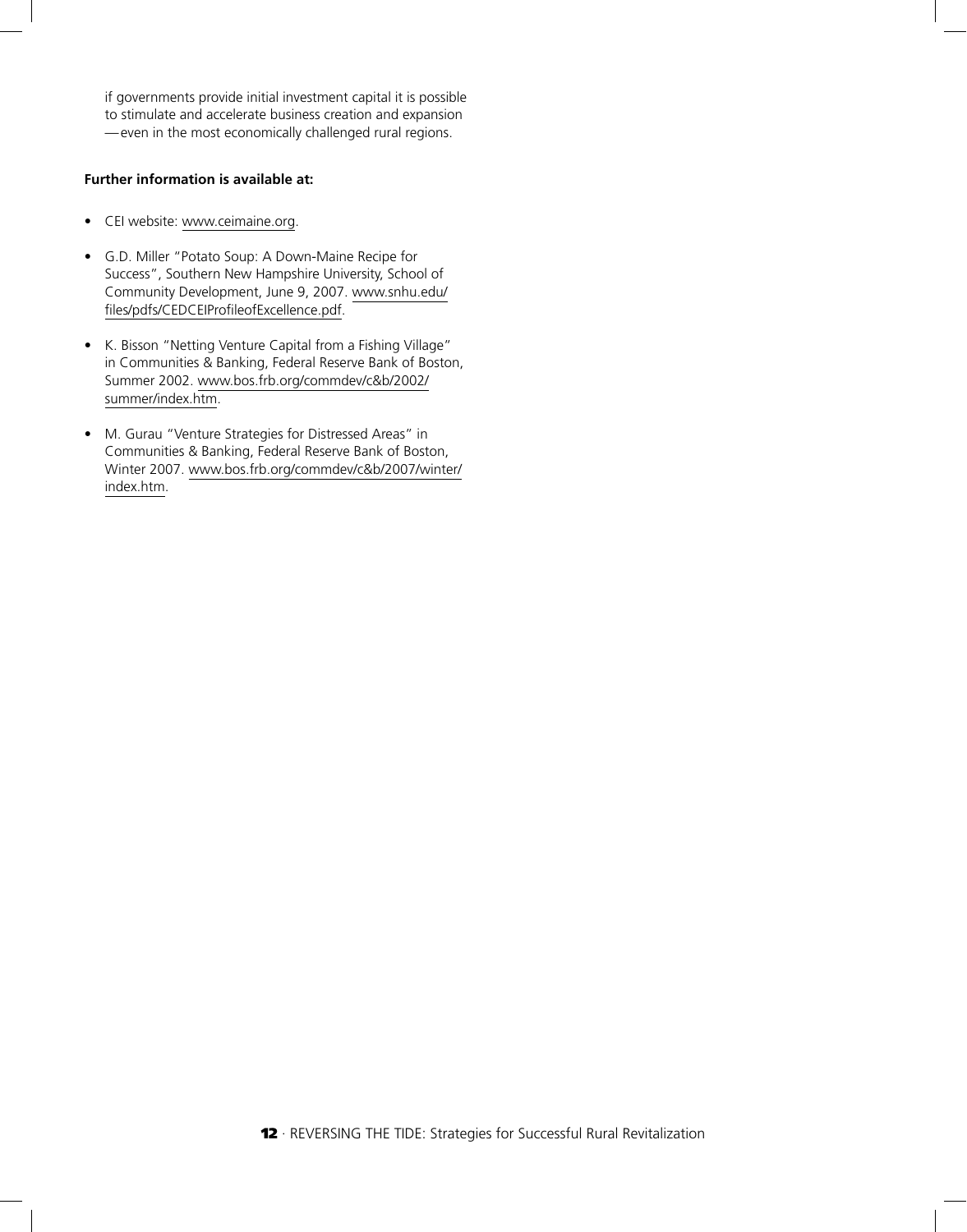if governments provide initial investment capital it is possible to stimulate and accelerate business creation and expansion —even in the most economically challenged rural regions.

**Further information is available at:**

- CEI website: www.ceimaine.org.
- G.D. Miller "Potato Soup: A Down-Maine Recipe for Success", Southern New Hampshire University, School of Community Development, June 9, 2007. www.snhu.edu/files/pdfs/CEDCEIProfileofExcellence.pdf.
- K. Bisson "Netting Venture Capital from a Fishing Village" in Communities & Banking, Federal Reserve Bank of Boston, Summer 2002. www.bos.frb.org/commdev/c&b/2002/summer/index.htm.
- M. Gurau "Venture Strategies for Distressed Areas" in Communities & Banking, Federal Reserve Bank of Boston, Winter 2007. www.bos.frb.org/commdev/c&b/2007/winter/index.htm.